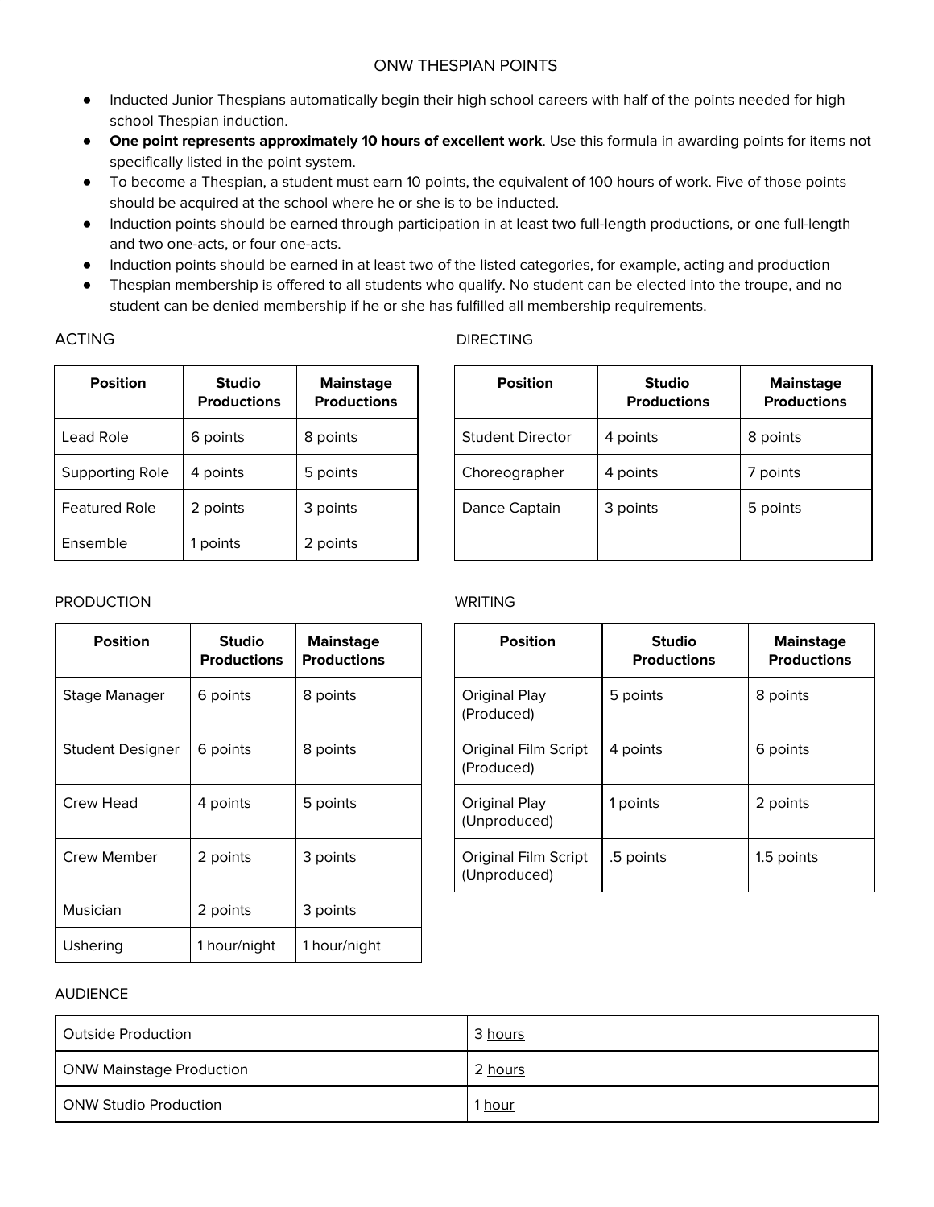# ONW THESPIAN POINTS

- Inducted Junior Thespians automatically begin their high school careers with half of the points needed for high school Thespian induction.
- **One point represents approximately 10 hours of excellent work**. Use this formula in awarding points for items not specifically listed in the point system.
- To become a Thespian, a student must earn 10 points, the equivalent of 100 hours of work. Five of those points should be acquired at the school where he or she is to be inducted.
- Induction points should be earned through participation in at least two full-length productions, or one full-length and two one-acts, or four one-acts.
- Induction points should be earned in at least two of the listed categories, for example, acting and production
- Thespian membership is offered to all students who qualify. No student can be elected into the troupe, and no student can be denied membership if he or she has fulfilled all membership requirements.

## ACTING

| Position | Studio Productions | Mainstage Productions |
|---|---|---|
| Lead Role | 6 points | 8 points |
| Supporting Role | 4 points | 5 points |
| Featured Role | 2 points | 3 points |
| Ensemble | 1 points | 2 points |

## DIRECTING

| Position | Studio Productions | Mainstage Productions |
|---|---|---|
| Student Director | 4 points | 8 points |
| Choreographer | 4 points | 7 points |
| Dance Captain | 3 points | 5 points |
| | | |

## PRODUCTION

| Position | Studio Productions | Mainstage Productions |
|---|---|---|
| Stage Manager | 6 points | 8 points |
| Student Designer | 6 points | 8 points |
| Crew Head | 4 points | 5 points |
| Crew Member | 2 points | 3 points |
| Musician | 2 points | 3 points |
| Ushering | 1 hour/night | 1 hour/night |

## WRITING

| Position | Studio Productions | Mainstage Productions |
|---|---|---|
| Original Play (Produced) | 5 points | 8 points |
| Original Film Script (Produced) | 4 points | 6 points |
| Original Play (Unproduced) | 1 points | 2 points |
| Original Film Script (Unproduced) | .5 points | 1.5 points |

## AUDIENCE

| | |
|---|---|
| Outside Production | 3 hours |
| ONW Mainstage Production | 2 hours |
| ONW Studio Production | 1 hour |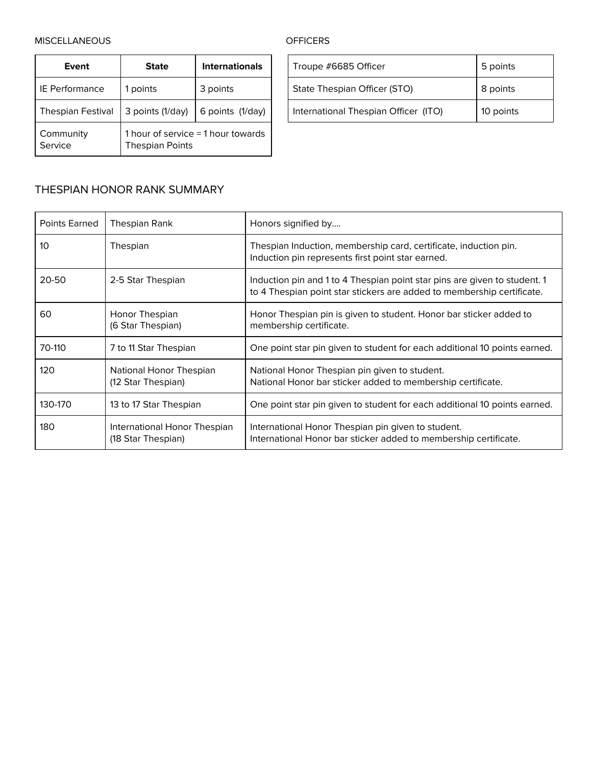MISCELLANEOUS

| Event | State | Internationals |
|---|---|---|
| IE Performance | 1 points | 3 points |
| Thespian Festival | 3 points (1/day) | 6 points (1/day) |
| Community Service | 1 hour of service = 1 hour towards Thespian Points | |

OFFICERS

| | |
|---|---|
| Troupe #6685 Officer | 5 points |
| State Thespian Officer (STO) | 8 points |
| International Thespian Officer (ITO) | 10 points |

## THESPIAN HONOR RANK SUMMARY

| Points Earned | Thespian Rank | Honors signified by.... |
|---|---|---|
| 10 | Thespian | Thespian Induction, membership card, certificate, induction pin. Induction pin represents first point star earned. |
| 20-50 | 2-5 Star Thespian | Induction pin and 1 to 4 Thespian point star pins are given to student. 1 to 4 Thespian point star stickers are added to membership certificate. |
| 60 | Honor Thespian (6 Star Thespian) | Honor Thespian pin is given to student. Honor bar sticker added to membership certificate. |
| 70-110 | 7 to 11 Star Thespian | One point star pin given to student for each additional 10 points earned. |
| 120 | National Honor Thespian (12 Star Thespian) | National Honor Thespian pin given to student. National Honor bar sticker added to membership certificate. |
| 130-170 | 13 to 17 Star Thespian | One point star pin given to student for each additional 10 points earned. |
| 180 | International Honor Thespian (18 Star Thespian) | International Honor Thespian pin given to student. International Honor bar sticker added to membership certificate. |